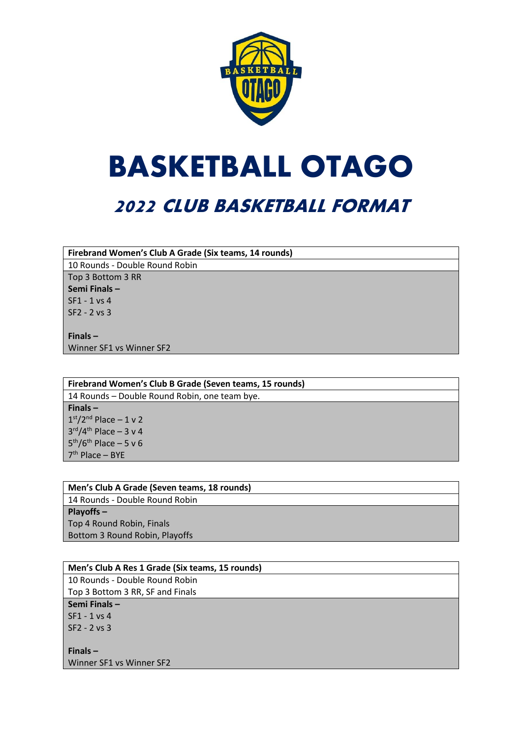# BASKETBALL OTAGO

## 2022 CLUB BASKETBALL FORMAT

| **Firebrand Women's Club A Grade (Six teams, 14 rounds)** |
| --- |
| 10 Rounds - Double Round Robin |
| Top 3 Bottom 3 RR<br>**Semi Finals –**<br>SF1 - 1 vs 4<br>SF2 - 2 vs 3<br><br>**Finals –**<br>Winner SF1 vs Winner SF2 |

| **Firebrand Women's Club B Grade (Seven teams, 15 rounds)** |
| --- |
| 14 Rounds – Double Round Robin, one team bye. |
| **Finals –**<br>1st/2nd Place – 1 v 2<br>3rd/4th Place – 3 v 4<br>5th/6th Place – 5 v 6<br>7th Place – BYE |

| **Men's Club A Grade (Seven teams, 18 rounds)** |
| --- |
| 14 Rounds - Double Round Robin |
| **Playoffs –**<br>Top 4 Round Robin, Finals<br>Bottom 3 Round Robin, Playoffs |

| **Men's Club A Res 1 Grade (Six teams, 15 rounds)** |
| --- |
| 10 Rounds - Double Round Robin<br>Top 3 Bottom 3 RR, SF and Finals |
| **Semi Finals –**<br>SF1 - 1 vs 4<br>SF2 - 2 vs 3<br><br>**Finals –**<br>Winner SF1 vs Winner SF2 |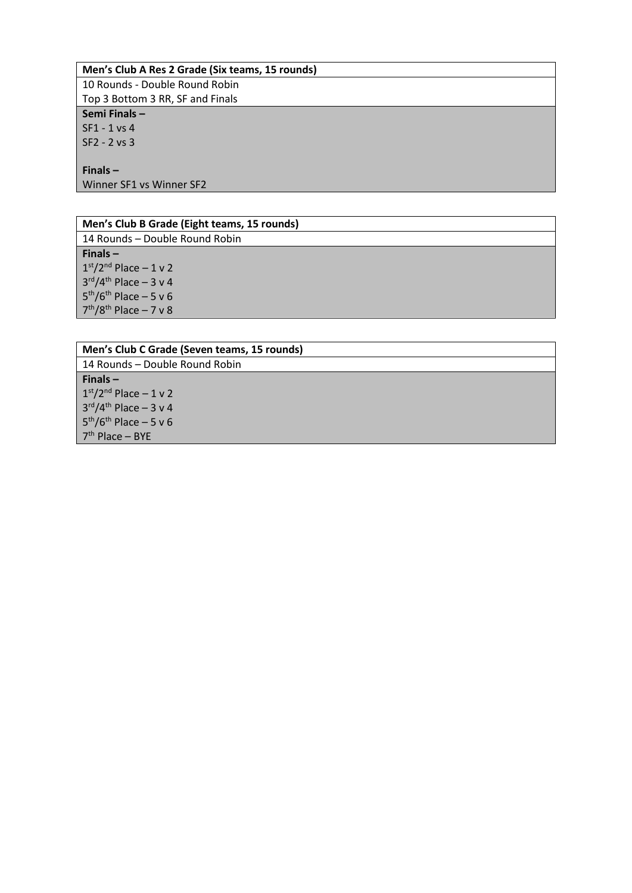**Men's Club A Res 2 Grade (Six teams, 15 rounds)**

10 Rounds - Double Round Robin

Top 3 Bottom 3 RR, SF and Finals

**Semi Finals –**

SF1 - 1 vs 4

SF2 - 2 vs 3

**Finals –**

Winner SF1 vs Winner SF2

**Men's Club B Grade (Eight teams, 15 rounds)**

14 Rounds – Double Round Robin

**Finals –**

1st/2nd Place – 1 v 2

3rd/4th Place – 3 v 4

5th/6th Place – 5 v 6

7th/8th Place – 7 v 8

**Men's Club C Grade (Seven teams, 15 rounds)**

14 Rounds – Double Round Robin

**Finals –**

1st/2nd Place – 1 v 2

3rd/4th Place – 3 v 4

5th/6th Place – 5 v 6

7th Place – BYE